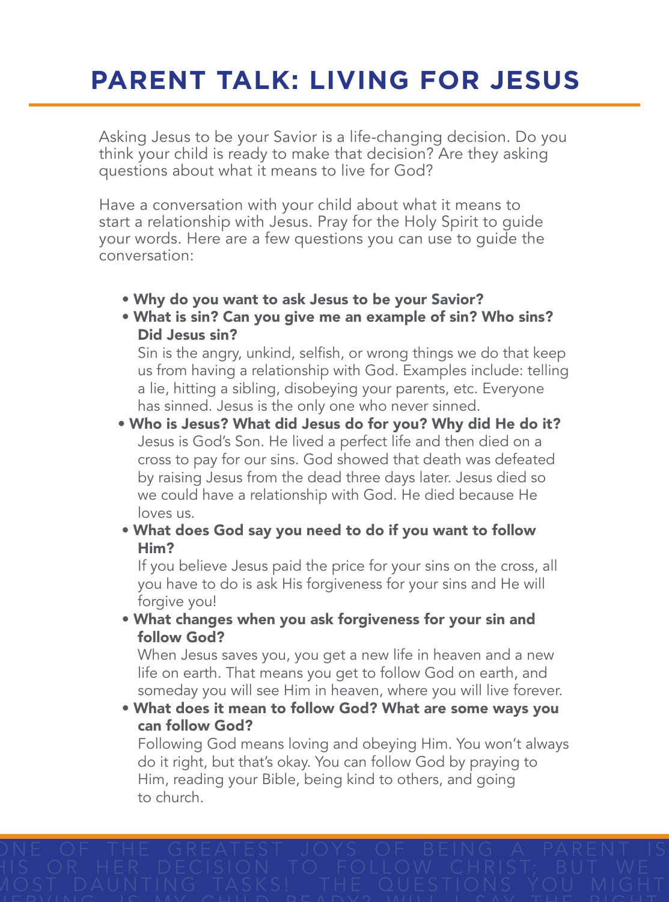# PARENT TALK: LIVING FOR JESUS

Asking Jesus to be your Savior is a life-changing decision. Do you think your child is ready to make that decision? Are they asking questions about what it means to live for God?

Have a conversation with your child about what it means to start a relationship with Jesus. Pray for the Holy Spirit to guide your words. Here are a few questions you can use to guide the conversation:

- **Why do you want to ask Jesus to be your Savior?**
- **What is sin? Can you give me an example of sin? Who sins? Did Jesus sin?**
  Sin is the angry, unkind, selfish, or wrong things we do that keep us from having a relationship with God. Examples include: telling a lie, hitting a sibling, disobeying your parents, etc. Everyone has sinned. Jesus is the only one who never sinned.
- **Who is Jesus? What did Jesus do for you? Why did He do it?**
  Jesus is God's Son. He lived a perfect life and then died on a cross to pay for our sins. God showed that death was defeated by raising Jesus from the dead three days later. Jesus died so we could have a relationship with God. He died because He loves us.
- **What does God say you need to do if you want to follow Him?**
  If you believe Jesus paid the price for your sins on the cross, all you have to do is ask His forgiveness for your sins and He will forgive you!
- **What changes when you ask forgiveness for your sin and follow God?**
  When Jesus saves you, you get a new life in heaven and a new life on earth. That means you get to follow God on earth, and someday you will see Him in heaven, where you will live forever.
- **What does it mean to follow God? What are some ways you can follow God?**
  Following God means loving and obeying Him. You won't always do it right, but that's okay. You can follow God by praying to Him, reading your Bible, being kind to others, and going to church.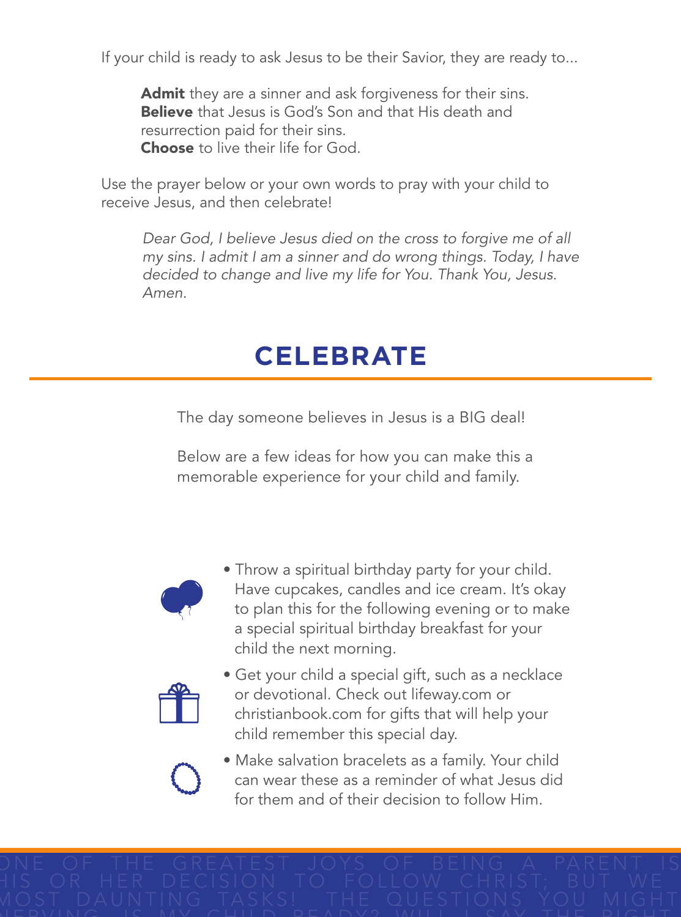If your child is ready to ask Jesus to be their Savior, they are ready to...

**Admit** they are a sinner and ask forgiveness for their sins.
**Believe** that Jesus is God's Son and that His death and resurrection paid for their sins.
**Choose** to live their life for God.

Use the prayer below or your own words to pray with your child to receive Jesus, and then celebrate!

*Dear God, I believe Jesus died on the cross to forgive me of all my sins. I admit I am a sinner and do wrong things. Today, I have decided to change and live my life for You. Thank You, Jesus. Amen.*

## CELEBRATE

The day someone believes in Jesus is a BIG deal!

Below are a few ideas for how you can make this a memorable experience for your child and family.

- Throw a spiritual birthday party for your child. Have cupcakes, candles and ice cream. It's okay to plan this for the following evening or to make a special spiritual birthday breakfast for your child the next morning.
- Get your child a special gift, such as a necklace or devotional. Check out lifeway.com or christianbook.com for gifts that will help your child remember this special day.
- Make salvation bracelets as a family. Your child can wear these as a reminder of what Jesus did for them and of their decision to follow Him.

ONE OF THE GREATEST JOYS OF BEING A PARENT IS
HIS OR HER DECISION TO FOLLOW CHRIST; BUT WE
MOST DAUNTING TASKS! THE QUESTIONS YOU MIGHT
NERVING IS MY CHILD READY? WILL I SAY THE RIGHT